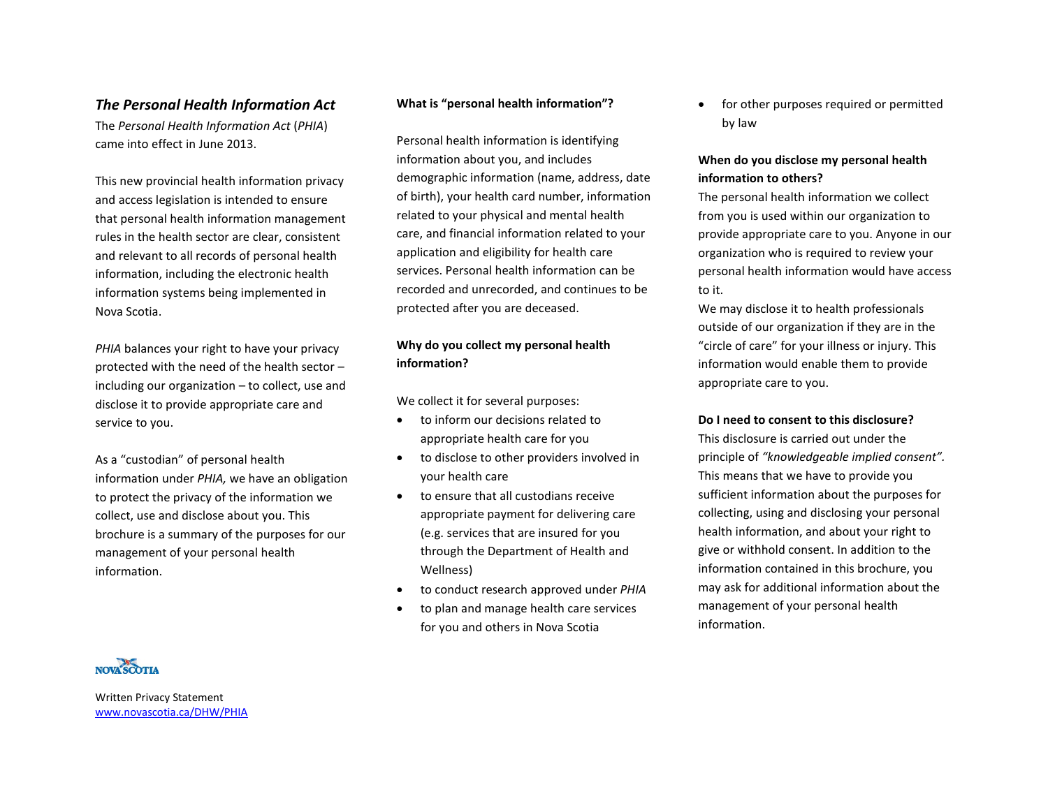## *The Personal Health Information Act*

The *Personal Health Information Act* (*PHIA*) came into effect in June 2013.

This new provincial health information privacy and access legislation is intended to ensure that personal health information management rules in the health sector are clear, consistent and relevant to all records of personal health information, including the electronic health information systems being implemented in Nova Scotia.

*PHIA* balances your right to have your privacy protected with the need of the health sector – including our organization – to collect, use and disclose it to provide appropriate care and service to you.

As a "custodian" of personal health information under *PHIA,* we have an obligation to protect the privacy of the information we collect, use and disclose about you. This brochure is a summary of the purposes for our management of your personal health information.

NOVA SCOTIA

Written Privacy Statement
www.novascotia.ca/DHW/PHIA

**What is "personal health information"?**

Personal health information is identifying information about you, and includes demographic information (name, address, date of birth), your health card number, information related to your physical and mental health care, and financial information related to your application and eligibility for health care services. Personal health information can be recorded and unrecorded, and continues to be protected after you are deceased.

**Why do you collect my personal health information?**

We collect it for several purposes:

- to inform our decisions related to appropriate health care for you
- to disclose to other providers involved in your health care
- to ensure that all custodians receive appropriate payment for delivering care (e.g. services that are insured for you through the Department of Health and Wellness)
- to conduct research approved under *PHIA*
- to plan and manage health care services for you and others in Nova Scotia
- for other purposes required or permitted by law

**When do you disclose my personal health information to others?**

The personal health information we collect from you is used within our organization to provide appropriate care to you. Anyone in our organization who is required to review your personal health information would have access to it.

We may disclose it to health professionals outside of our organization if they are in the "circle of care" for your illness or injury. This information would enable them to provide appropriate care to you.

**Do I need to consent to this disclosure?**

This disclosure is carried out under the principle of *"knowledgeable implied consent".* This means that we have to provide you sufficient information about the purposes for collecting, using and disclosing your personal health information, and about your right to give or withhold consent. In addition to the information contained in this brochure, you may ask for additional information about the management of your personal health information.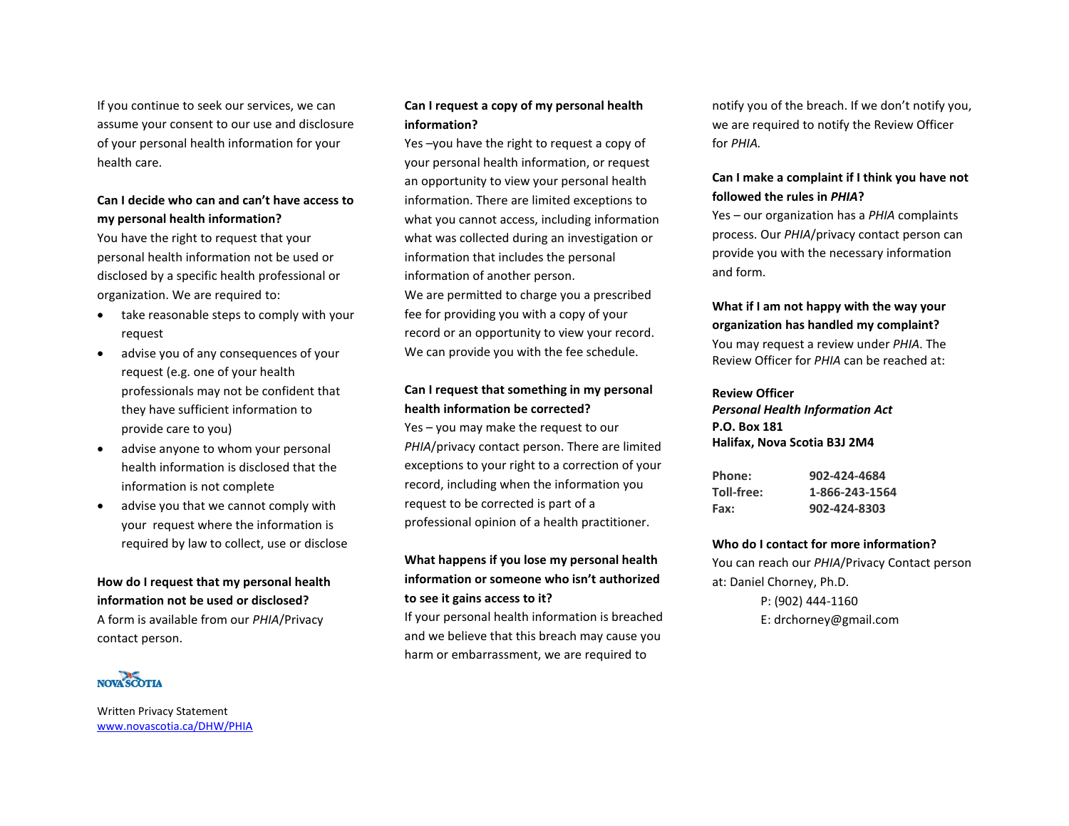If you continue to seek our services, we can assume your consent to our use and disclosure of your personal health information for your health care.

**Can I decide who can and can't have access to my personal health information?**

You have the right to request that your personal health information not be used or disclosed by a specific health professional or organization. We are required to:

- take reasonable steps to comply with your request
- advise you of any consequences of your request (e.g. one of your health professionals may not be confident that they have sufficient information to provide care to you)
- advise anyone to whom your personal health information is disclosed that the information is not complete
- advise you that we cannot comply with your request where the information is required by law to collect, use or disclose

**How do I request that my personal health information not be used or disclosed?**

A form is available from our *PHIA*/Privacy contact person.

NOVA SCOTIA

Written Privacy Statement
www.novascotia.ca/DHW/PHIA

**Can I request a copy of my personal health information?**

Yes –you have the right to request a copy of your personal health information, or request an opportunity to view your personal health information. There are limited exceptions to what you cannot access, including information what was collected during an investigation or information that includes the personal information of another person.

We are permitted to charge you a prescribed fee for providing you with a copy of your record or an opportunity to view your record. We can provide you with the fee schedule.

**Can I request that something in my personal health information be corrected?**

Yes – you may make the request to our *PHIA*/privacy contact person. There are limited exceptions to your right to a correction of your record, including when the information you request to be corrected is part of a professional opinion of a health practitioner.

**What happens if you lose my personal health information or someone who isn't authorized to see it gains access to it?**

If your personal health information is breached and we believe that this breach may cause you harm or embarrassment, we are required to notify you of the breach. If we don't notify you, we are required to notify the Review Officer for *PHIA.*

**Can I make a complaint if I think you have not followed the rules in *PHIA*?**

Yes – our organization has a *PHIA* complaints process. Our *PHIA*/privacy contact person can provide you with the necessary information and form.

**What if I am not happy with the way your organization has handled my complaint?**

You may request a review under *PHIA*. The Review Officer for *PHIA* can be reached at:

**Review Officer**
***Personal Health Information Act***
**P.O. Box 181**
**Halifax, Nova Scotia B3J 2M4**

| | |
|---|---|
| **Phone:** | **902-424-4684** |
| **Toll-free:** | **1-866-243-1564** |
| **Fax:** | **902-424-8303** |

**Who do I contact for more information?**

You can reach our *PHIA*/Privacy Contact person at: Daniel Chorney, Ph.D.

P: (902) 444-1160
E: drchorney@gmail.com